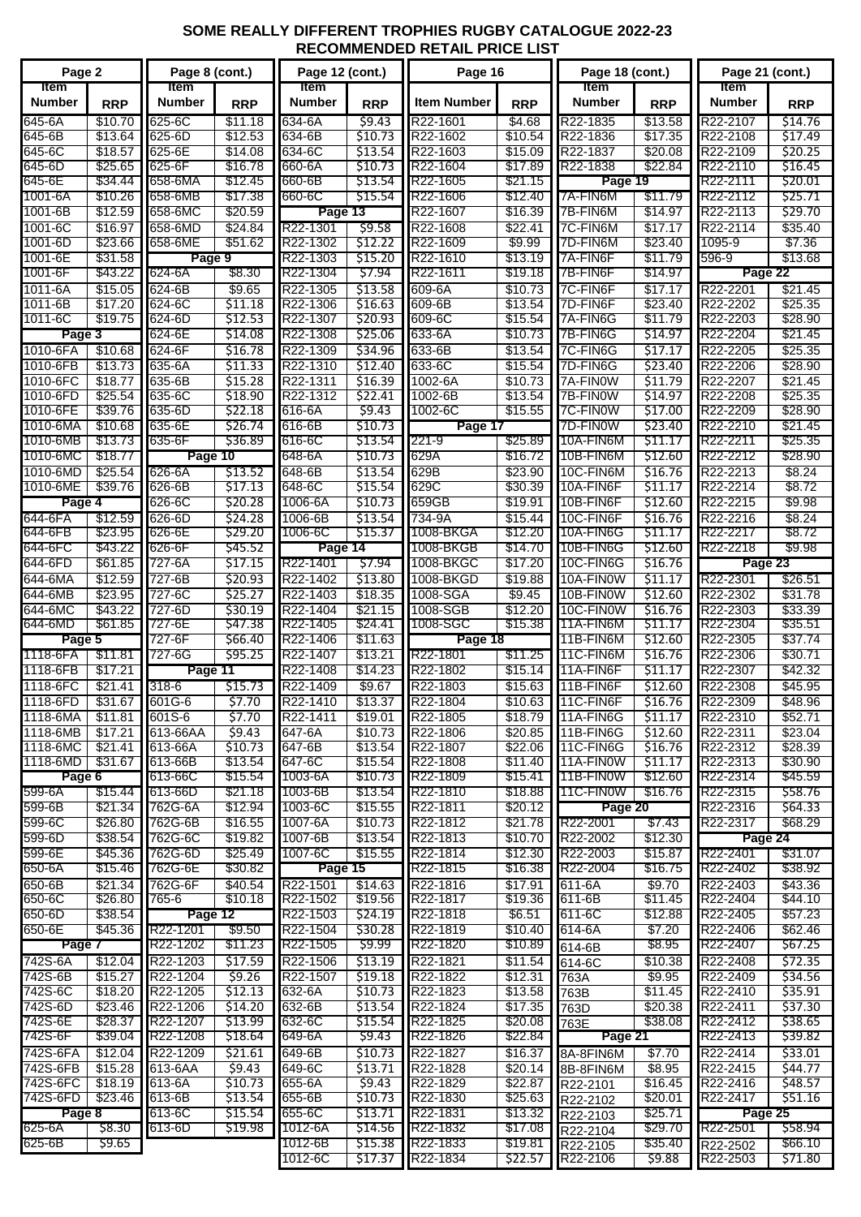# SOME REALLY DIFFERENT TROPHIES RUGBY CATALOGUE 2022-23
## RECOMMENDED RETAIL PRICE LIST

| Page 2 | |
|---|---|
| Item Number | RRP |
| 645-6A | $10.70 |
| 645-6B | $13.64 |
| 645-6C | $18.57 |
| 645-6D | $25.65 |
| 645-6E | $34.44 |
| 1001-6A | $10.26 |
| 1001-6B | $12.59 |
| 1001-6C | $16.97 |
| 1001-6D | $23.66 |
| 1001-6E | $31.58 |
| 1001-6F | $43.22 |
| 1011-6A | $15.05 |
| 1011-6B | $17.20 |
| 1011-6C | $19.75 |
| **Page 3** | |
| 1010-6FA | $10.68 |
| 1010-6FB | $13.73 |
| 1010-6FC | $18.77 |
| 1010-6FD | $25.54 |
| 1010-6FE | $39.76 |
| 1010-6MA | $10.68 |
| 1010-6MB | $13.73 |
| 1010-6MC | $18.77 |
| 1010-6MD | $25.54 |
| 1010-6ME | $39.76 |
| **Page 4** | |
| 644-6FA | $12.59 |
| 644-6FB | $23.95 |
| 644-6FC | $43.22 |
| 644-6FD | $61.85 |
| 644-6MA | $12.59 |
| 644-6MB | $23.95 |
| 644-6MC | $43.22 |
| 644-6MD | $61.85 |
| **Page 5** | |
| 1118-6FA | $11.81 |
| 1118-6FB | $17.21 |
| 1118-6FC | $21.41 |
| 1118-6FD | $31.67 |
| 1118-6MA | $11.81 |
| 1118-6MB | $17.21 |
| 1118-6MC | $21.41 |
| 1118-6MD | $31.67 |
| **Page 6** | |
| 599-6A | $15.44 |
| 599-6B | $21.34 |
| 599-6C | $26.80 |
| 599-6D | $38.54 |
| 599-6E | $45.36 |
| 650-6A | $15.46 |
| 650-6B | $21.34 |
| 650-6C | $26.80 |
| 650-6D | $38.54 |
| 650-6E | $45.36 |
| **Page 7** | |
| 742S-6A | $12.04 |
| 742S-6B | $15.27 |
| 742S-6C | $18.20 |
| 742S-6D | $23.46 |
| 742S-6E | $28.37 |
| 742S-6F | $39.04 |
| 742S-6FA | $12.04 |
| 742S-6FB | $15.28 |
| 742S-6FC | $18.19 |
| 742S-6FD | $23.46 |
| **Page 8** | |
| 625-6A | $8.30 |
| 625-6B | $9.65 |

| Page 8 (cont.) | |
|---|---|
| Item Number | RRP |
| 625-6C | $11.18 |
| 625-6D | $12.53 |
| 625-6E | $14.08 |
| 625-6F | $16.78 |
| 658-6MA | $12.45 |
| 658-6MB | $17.38 |
| 658-6MC | $20.59 |
| 658-6MD | $24.84 |
| 658-6ME | $51.62 |
| **Page 9** | |
| 624-6A | $8.30 |
| 624-6B | $9.65 |
| 624-6C | $11.18 |
| 624-6D | $12.53 |
| 624-6E | $14.08 |
| 624-6F | $16.78 |
| 635-6A | $11.33 |
| 635-6B | $15.28 |
| 635-6C | $18.90 |
| 635-6D | $22.18 |
| 635-6E | $26.74 |
| 635-6F | $36.89 |
| **Page 10** | |
| 626-6A | $13.52 |
| 626-6B | $17.13 |
| 626-6C | $20.28 |
| 626-6D | $24.28 |
| 626-6E | $29.20 |
| 626-6F | $45.52 |
| 727-6A | $17.15 |
| 727-6B | $20.93 |
| 727-6C | $25.27 |
| 727-6D | $30.19 |
| 727-6E | $47.38 |
| 727-6F | $66.40 |
| 727-6G | $95.25 |
| **Page 11** | |
| 318-6 | $15.73 |
| 601G-6 | $7.70 |
| 601S-6 | $7.70 |
| 613-66AA | $9.43 |
| 613-66A | $10.73 |
| 613-66B | $13.54 |
| 613-66C | $15.54 |
| 613-66D | $21.18 |
| 762G-6A | $12.94 |
| 762G-6B | $16.55 |
| 762G-6C | $19.82 |
| 762G-6D | $25.49 |
| 762G-6E | $30.82 |
| 762G-6F | $40.54 |
| 765-6 | $10.18 |
| **Page 12** | |
| R22-1201 | $9.50 |
| R22-1202 | $11.23 |
| R22-1203 | $17.59 |
| R22-1204 | $9.26 |
| R22-1205 | $12.13 |
| R22-1206 | $14.20 |
| R22-1207 | $13.99 |
| R22-1208 | $18.64 |
| R22-1209 | $21.61 |
| 613-6AA | $9.43 |
| 613-6A | $10.73 |
| 613-6B | $13.54 |
| 613-6C | $15.54 |
| 613-6D | $19.98 |

| Page 12 (cont.) | |
|---|---|
| Item Number | RRP |
| 634-6A | $9.43 |
| 634-6B | $10.73 |
| 634-6C | $13.54 |
| 660-6A | $10.73 |
| 660-6B | $13.54 |
| 660-6C | $15.54 |
| **Page 13** | |
| R22-1301 | $9.58 |
| R22-1302 | $12.22 |
| R22-1303 | $15.20 |
| R22-1304 | $7.94 |
| R22-1305 | $13.58 |
| R22-1306 | $16.63 |
| R22-1307 | $20.93 |
| R22-1308 | $25.06 |
| R22-1309 | $34.96 |
| R22-1310 | $12.40 |
| R22-1311 | $16.39 |
| R22-1312 | $22.41 |
| 616-6A | $9.43 |
| 616-6B | $10.73 |
| 616-6C | $13.54 |
| 648-6A | $10.73 |
| 648-6B | $13.54 |
| 648-6C | $15.54 |
| 1006-6A | $10.73 |
| 1006-6B | $13.54 |
| 1006-6C | $15.37 |
| **Page 14** | |
| R22-1401 | $7.94 |
| R22-1402 | $13.80 |
| R22-1403 | $18.35 |
| R22-1404 | $21.15 |
| R22-1405 | $24.41 |
| R22-1406 | $11.63 |
| R22-1407 | $13.21 |
| R22-1408 | $14.23 |
| R22-1409 | $9.67 |
| R22-1410 | $13.37 |
| R22-1411 | $19.01 |
| 647-6A | $10.73 |
| 647-6B | $13.54 |
| 647-6C | $15.54 |
| 1003-6A | $10.73 |
| 1003-6B | $13.54 |
| 1003-6C | $15.55 |
| 1007-6A | $10.73 |
| 1007-6B | $13.54 |
| 1007-6C | $15.55 |
| **Page 15** | |
| R22-1501 | $14.63 |
| R22-1502 | $19.56 |
| R22-1503 | $24.19 |
| R22-1504 | $30.28 |
| R22-1505 | $9.99 |
| R22-1506 | $13.19 |
| R22-1507 | $19.18 |
| 632-6A | $10.73 |
| 632-6B | $13.54 |
| 632-6C | $15.54 |
| 649-6A | $9.43 |
| 649-6B | $10.73 |
| 649-6C | $13.71 |
| 655-6A | $9.43 |
| 655-6B | $10.73 |
| 655-6C | $13.71 |
| 1012-6A | $14.56 |
| 1012-6B | $15.38 |
| 1012-6C | $17.37 |

| Page 16 | |
|---|---|
| Item Number | RRP |
| R22-1601 | $4.68 |
| R22-1602 | $10.54 |
| R22-1603 | $15.09 |
| R22-1604 | $17.89 |
| R22-1605 | $21.15 |
| R22-1606 | $12.40 |
| R22-1607 | $16.39 |
| R22-1608 | $22.41 |
| R22-1609 | $9.99 |
| R22-1610 | $13.19 |
| R22-1611 | $19.18 |
| 609-6A | $10.73 |
| 609-6B | $13.54 |
| 609-6C | $15.54 |
| 633-6A | $10.73 |
| 633-6B | $13.54 |
| 633-6C | $15.54 |
| 1002-6A | $10.73 |
| 1002-6B | $13.54 |
| 1002-6C | $15.55 |
| **Page 17** | |
| 221-9 | $25.89 |
| 629A | $16.72 |
| 629B | $23.90 |
| 629C | $30.39 |
| 659GB | $19.91 |
| 734-9A | $15.44 |
| 1008-BKGA | $12.20 |
| 1008-BKGB | $14.70 |
| 1008-BKGC | $17.20 |
| 1008-BKGD | $19.88 |
| 1008-SGA | $9.45 |
| 1008-SGB | $12.20 |
| 1008-SGC | $15.38 |
| **Page 18** | |
| R22-1801 | $11.25 |
| R22-1802 | $15.14 |
| R22-1803 | $15.63 |
| R22-1804 | $10.63 |
| R22-1805 | $18.79 |
| R22-1806 | $20.85 |
| R22-1807 | $22.06 |
| R22-1808 | $11.40 |
| R22-1809 | $15.41 |
| R22-1810 | $18.88 |
| R22-1811 | $20.12 |
| R22-1812 | $21.78 |
| R22-1813 | $10.70 |
| R22-1814 | $12.30 |
| R22-1815 | $16.38 |
| R22-1816 | $17.91 |
| R22-1817 | $19.36 |
| R22-1818 | $6.51 |
| R22-1819 | $10.40 |
| R22-1820 | $10.89 |
| R22-1821 | $11.54 |
| R22-1822 | $12.31 |
| R22-1823 | $13.58 |
| R22-1824 | $17.35 |
| R22-1825 | $20.08 |
| R22-1826 | $22.84 |
| R22-1827 | $16.37 |
| R22-1828 | $20.14 |
| R22-1829 | $22.87 |
| R22-1830 | $25.63 |
| R22-1831 | $13.32 |
| R22-1832 | $17.08 |
| R22-1833 | $19.81 |
| R22-1834 | $22.57 |

| Page 18 (cont.) | |
|---|---|
| Item Number | RRP |
| R22-1835 | $13.58 |
| R22-1836 | $17.35 |
| R22-1837 | $20.08 |
| R22-1838 | $22.84 |
| **Page 19** | |
| 7A-FIN6M | $11.79 |
| 7B-FIN6M | $14.97 |
| 7C-FIN6M | $17.17 |
| 7D-FIN6M | $23.40 |
| 7A-FIN6F | $11.79 |
| 7B-FIN6F | $14.97 |
| 7C-FIN6F | $17.17 |
| 7D-FIN6F | $23.40 |
| 7A-FIN6G | $11.79 |
| 7B-FIN6G | $14.97 |
| 7C-FIN6G | $17.17 |
| 7D-FIN6G | $23.40 |
| 7A-FIN0W | $11.79 |
| 7B-FIN0W | $14.97 |
| 7C-FIN0W | $17.00 |
| 7D-FIN0W | $23.40 |
| 10A-FIN6M | $11.17 |
| 10B-FIN6M | $12.60 |
| 10C-FIN6M | $16.76 |
| 10A-FIN6F | $11.17 |
| 10B-FIN6F | $12.60 |
| 10C-FIN6F | $16.76 |
| 10A-FIN6G | $11.17 |
| 10B-FIN6G | $12.60 |
| 10C-FIN6G | $16.76 |
| 10A-FIN0W | $11.17 |
| 10B-FIN0W | $12.60 |
| 10C-FIN0W | $16.76 |
| 11A-FIN6M | $11.17 |
| 11B-FIN6M | $12.60 |
| 11C-FIN6M | $16.76 |
| 11A-FIN6F | $11.17 |
| 11B-FIN6F | $12.60 |
| 11C-FIN6F | $16.76 |
| 11A-FIN6G | $11.17 |
| 11B-FIN6G | $12.60 |
| 11C-FIN6G | $16.76 |
| 11A-FIN0W | $11.17 |
| 11B-FIN0W | $12.60 |
| 11C-FIN0W | $16.76 |
| **Page 20** | |
| R22-2001 | $7.43 |
| R22-2002 | $12.30 |
| R22-2003 | $15.87 |
| R22-2004 | $16.75 |
| 611-6A | $9.70 |
| 611-6B | $11.45 |
| 611-6C | $12.88 |
| 614-6A | $7.20 |
| 614-6B | $8.95 |
| 614-6C | $10.38 |
| 763A | $9.95 |
| 763B | $11.45 |
| 763D | $20.38 |
| 763E | $38.08 |
| **Page 21** | |
| 8A-8FIN6M | $7.70 |
| 8B-8FIN6M | $8.95 |
| R22-2101 | $16.45 |
| R22-2102 | $20.01 |
| R22-2103 | $25.71 |
| R22-2104 | $29.70 |
| R22-2105 | $35.40 |
| R22-2106 | $9.88 |

| Page 21 (cont.) | |
|---|---|
| Item Number | RRP |
| R22-2107 | $14.76 |
| R22-2108 | $17.49 |
| R22-2109 | $20.25 |
| R22-2110 | $16.45 |
| R22-2111 | $20.01 |
| R22-2112 | $25.71 |
| R22-2113 | $29.70 |
| R22-2114 | $35.40 |
| 1095-9 | $7.36 |
| 596-9 | $13.68 |
| **Page 22** | |
| R22-2201 | $21.45 |
| R22-2202 | $25.35 |
| R22-2203 | $28.90 |
| R22-2204 | $21.45 |
| R22-2205 | $25.35 |
| R22-2206 | $28.90 |
| R22-2207 | $21.45 |
| R22-2208 | $25.35 |
| R22-2209 | $28.90 |
| R22-2210 | $21.45 |
| R22-2211 | $25.35 |
| R22-2212 | $28.90 |
| R22-2213 | $8.24 |
| R22-2214 | $8.72 |
| R22-2215 | $9.98 |
| R22-2216 | $8.24 |
| R22-2217 | $8.72 |
| R22-2218 | $9.98 |
| **Page 23** | |
| R22-2301 | $26.51 |
| R22-2302 | $31.78 |
| R22-2303 | $33.39 |
| R22-2304 | $35.51 |
| R22-2305 | $37.74 |
| R22-2306 | $30.71 |
| R22-2307 | $42.32 |
| R22-2308 | $45.95 |
| R22-2309 | $48.96 |
| R22-2310 | $52.71 |
| R22-2311 | $23.04 |
| R22-2312 | $28.39 |
| R22-2313 | $30.90 |
| R22-2314 | $45.59 |
| R22-2315 | $58.76 |
| R22-2316 | $64.33 |
| R22-2317 | $68.29 |
| **Page 24** | |
| R22-2401 | $31.07 |
| R22-2402 | $38.92 |
| R22-2403 | $43.36 |
| R22-2404 | $44.10 |
| R22-2405 | $57.23 |
| R22-2406 | $62.46 |
| R22-2407 | $67.25 |
| R22-2408 | $72.35 |
| R22-2409 | $34.56 |
| R22-2410 | $35.91 |
| R22-2411 | $37.30 |
| R22-2412 | $38.65 |
| R22-2413 | $39.82 |
| R22-2414 | $33.01 |
| R22-2415 | $44.77 |
| R22-2416 | $48.57 |
| R22-2417 | $51.16 |
| **Page 25** | |
| R22-2501 | $58.94 |
| R22-2502 | $66.10 |
| R22-2503 | $71.80 |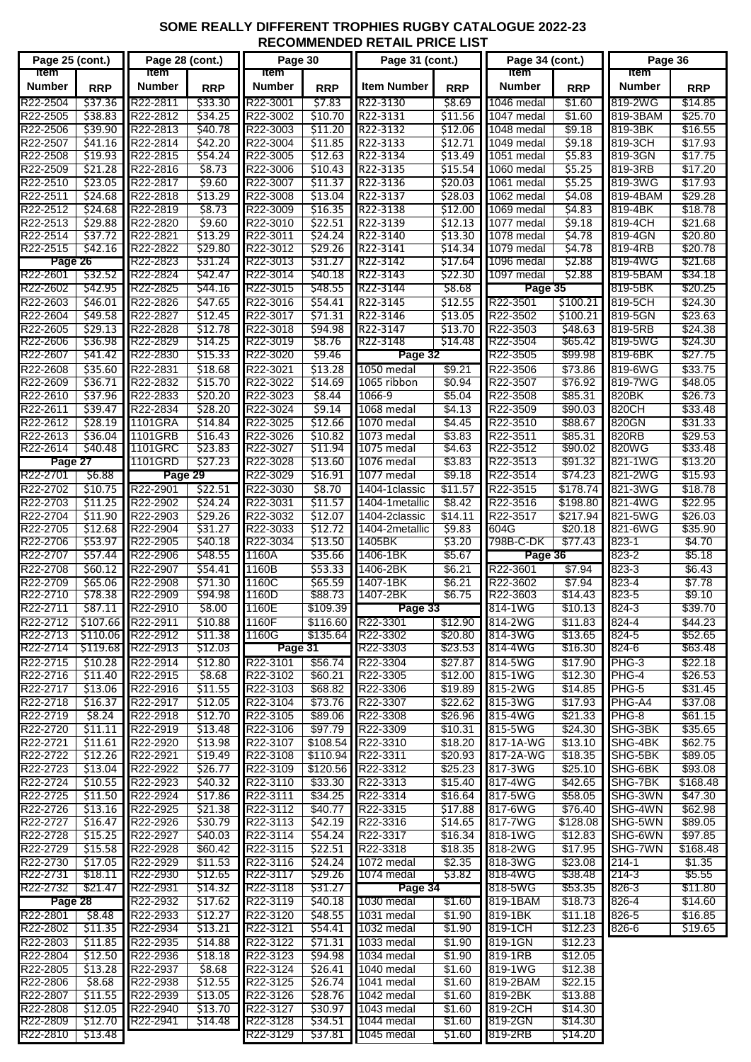# SOME REALLY DIFFERENT TROPHIES RUGBY CATALOGUE 2022-23
## RECOMMENDED RETAIL PRICE LIST

| Page 25 (cont.) | |
|---|---|
| Item Number | RRP |
| R22-2504 | $37.36 |
| R22-2505 | $38.83 |
| R22-2506 | $39.90 |
| R22-2507 | $41.16 |
| R22-2508 | $19.93 |
| R22-2509 | $21.28 |
| R22-2510 | $23.05 |
| R22-2511 | $24.68 |
| R22-2512 | $24.68 |
| R22-2513 | $29.88 |
| R22-2514 | $37.72 |
| R22-2515 | $42.16 |
| **Page 26** | |
| R22-2601 | $32.52 |
| R22-2602 | $42.95 |
| R22-2603 | $46.01 |
| R22-2604 | $49.58 |
| R22-2605 | $29.13 |
| R22-2606 | $36.98 |
| R22-2607 | $41.42 |
| R22-2608 | $35.60 |
| R22-2609 | $36.71 |
| R22-2610 | $37.96 |
| R22-2611 | $39.47 |
| R22-2612 | $28.19 |
| R22-2613 | $36.04 |
| R22-2614 | $40.48 |
| **Page 27** | |
| R22-2701 | $6.88 |
| R22-2702 | $10.75 |
| R22-2703 | $11.25 |
| R22-2704 | $11.90 |
| R22-2705 | $12.68 |
| R22-2706 | $53.97 |
| R22-2707 | $57.44 |
| R22-2708 | $60.12 |
| R22-2709 | $65.06 |
| R22-2710 | $78.38 |
| R22-2711 | $87.11 |
| R22-2712 | $107.66 |
| R22-2713 | $110.06 |
| R22-2714 | $119.68 |
| R22-2715 | $10.28 |
| R22-2716 | $11.40 |
| R22-2717 | $13.06 |
| R22-2718 | $16.37 |
| R22-2719 | $8.24 |
| R22-2720 | $11.11 |
| R22-2721 | $11.61 |
| R22-2722 | $12.26 |
| R22-2723 | $13.04 |
| R22-2724 | $10.55 |
| R22-2725 | $11.50 |
| R22-2726 | $13.16 |
| R22-2727 | $16.47 |
| R22-2728 | $15.25 |
| R22-2729 | $15.58 |
| R22-2730 | $17.05 |
| R22-2731 | $18.11 |
| R22-2732 | $21.47 |
| **Page 28** | |
| R22-2801 | $8.48 |
| R22-2802 | $11.35 |
| R22-2803 | $11.85 |
| R22-2804 | $12.50 |
| R22-2805 | $13.28 |
| R22-2806 | $8.68 |
| R22-2807 | $11.55 |
| R22-2808 | $12.05 |
| R22-2809 | $12.70 |
| R22-2810 | $13.48 |

| Page 28 (cont.) | |
|---|---|
| Item Number | RRP |
| R22-2811 | $33.30 |
| R22-2812 | $34.25 |
| R22-2813 | $40.78 |
| R22-2814 | $42.20 |
| R22-2815 | $54.24 |
| R22-2816 | $8.73 |
| R22-2817 | $9.60 |
| R22-2818 | $13.29 |
| R22-2819 | $8.73 |
| R22-2820 | $9.60 |
| R22-2821 | $13.29 |
| R22-2822 | $29.80 |
| R22-2823 | $31.24 |
| R22-2824 | $42.47 |
| R22-2825 | $44.16 |
| R22-2826 | $47.65 |
| R22-2827 | $12.45 |
| R22-2828 | $12.78 |
| R22-2829 | $14.25 |
| R22-2830 | $15.33 |
| R22-2831 | $18.68 |
| R22-2832 | $15.70 |
| R22-2833 | $20.20 |
| R22-2834 | $28.20 |
| 1101GRA | $14.84 |
| 1101GRB | $16.43 |
| 1101GRC | $23.83 |
| 1101GRD | $27.23 |
| **Page 29** | |
| R22-2901 | $22.51 |
| R22-2902 | $24.24 |
| R22-2903 | $29.26 |
| R22-2904 | $31.27 |
| R22-2905 | $40.18 |
| R22-2906 | $48.55 |
| R22-2907 | $54.41 |
| R22-2908 | $71.30 |
| R22-2909 | $94.98 |
| R22-2910 | $8.00 |
| R22-2911 | $10.88 |
| R22-2912 | $11.38 |
| R22-2913 | $12.03 |
| R22-2914 | $12.80 |
| R22-2915 | $8.68 |
| R22-2916 | $11.55 |
| R22-2917 | $12.05 |
| R22-2918 | $12.70 |
| R22-2919 | $13.48 |
| R22-2920 | $13.98 |
| R22-2921 | $19.49 |
| R22-2922 | $26.77 |
| R22-2923 | $40.32 |
| R22-2924 | $17.86 |
| R22-2925 | $21.38 |
| R22-2926 | $30.79 |
| R22-2927 | $40.03 |
| R22-2928 | $60.42 |
| R22-2929 | $11.53 |
| R22-2930 | $12.65 |
| R22-2931 | $14.32 |
| R22-2932 | $17.62 |
| R22-2933 | $12.27 |
| R22-2934 | $13.21 |
| R22-2935 | $14.88 |
| R22-2936 | $18.18 |
| R22-2937 | $8.68 |
| R22-2938 | $12.55 |
| R22-2939 | $13.05 |
| R22-2940 | $13.70 |
| R22-2941 | $14.48 |

| Page 30 | |
|---|---|
| Item Number | RRP |
| R22-3001 | $7.83 |
| R22-3002 | $10.70 |
| R22-3003 | $11.20 |
| R22-3004 | $11.85 |
| R22-3005 | $12.63 |
| R22-3006 | $10.43 |
| R22-3007 | $11.37 |
| R22-3008 | $13.04 |
| R22-3009 | $16.35 |
| R22-3010 | $22.51 |
| R22-3011 | $24.24 |
| R22-3012 | $29.26 |
| R22-3013 | $31.27 |
| R22-3014 | $40.18 |
| R22-3015 | $48.55 |
| R22-3016 | $54.41 |
| R22-3017 | $71.31 |
| R22-3018 | $94.98 |
| R22-3019 | $8.76 |
| R22-3020 | $9.46 |
| R22-3021 | $13.28 |
| R22-3022 | $14.69 |
| R22-3023 | $8.44 |
| R22-3024 | $9.14 |
| R22-3025 | $12.66 |
| R22-3026 | $10.82 |
| R22-3027 | $11.94 |
| R22-3028 | $13.60 |
| R22-3029 | $16.91 |
| R22-3030 | $8.70 |
| R22-3031 | $11.57 |
| R22-3032 | $12.07 |
| R22-3033 | $12.72 |
| R22-3034 | $13.50 |
| 1160A | $35.66 |
| 1160B | $53.33 |
| 1160C | $65.59 |
| 1160D | $88.73 |
| 1160E | $109.39 |
| 1160F | $116.60 |
| 1160G | $135.64 |
| **Page 31** | |
| R22-3101 | $56.74 |
| R22-3102 | $60.21 |
| R22-3103 | $68.82 |
| R22-3104 | $73.76 |
| R22-3105 | $89.06 |
| R22-3106 | $97.79 |
| R22-3107 | $108.54 |
| R22-3108 | $110.94 |
| R22-3109 | $120.56 |
| R22-3110 | $33.30 |
| R22-3111 | $34.25 |
| R22-3112 | $40.77 |
| R22-3113 | $42.19 |
| R22-3114 | $54.24 |
| R22-3115 | $22.51 |
| R22-3116 | $24.24 |
| R22-3117 | $29.26 |
| R22-3118 | $31.27 |
| R22-3119 | $40.18 |
| R22-3120 | $48.55 |
| R22-3121 | $54.41 |
| R22-3122 | $71.31 |
| R22-3123 | $94.98 |
| R22-3124 | $26.41 |
| R22-3125 | $26.74 |
| R22-3126 | $28.76 |
| R22-3127 | $30.97 |
| R22-3128 | $34.51 |
| R22-3129 | $37.81 |

| Page 31 (cont.) | |
|---|---|
| Item Number | RRP |
| R22-3130 | $8.69 |
| R22-3131 | $11.56 |
| R22-3132 | $12.06 |
| R22-3133 | $12.71 |
| R22-3134 | $13.49 |
| R22-3135 | $15.54 |
| R22-3136 | $20.03 |
| R22-3137 | $28.03 |
| R22-3138 | $12.00 |
| R22-3139 | $12.13 |
| R22-3140 | $13.30 |
| R22-3141 | $14.34 |
| R22-3142 | $17.64 |
| R22-3143 | $22.30 |
| R22-3144 | $8.68 |
| R22-3145 | $12.55 |
| R22-3146 | $13.05 |
| R22-3147 | $13.70 |
| R22-3148 | $14.48 |
| **Page 32** | |
| 1050 medal | $9.21 |
| 1065 ribbon | $0.94 |
| 1066-9 | $5.04 |
| 1068 medal | $4.13 |
| 1070 medal | $4.45 |
| 1073 medal | $3.83 |
| 1075 medal | $4.63 |
| 1076 medal | $3.83 |
| 1077 medal | $9.18 |
| 1404-1classic | $11.57 |
| 1404-1metallic | $8.42 |
| 1404-2classic | $14.11 |
| 1404-2metallic | $9.83 |
| 1405BK | $3.20 |
| 1406-1BK | $5.67 |
| 1406-2BK | $6.21 |
| 1407-1BK | $6.21 |
| 1407-2BK | $6.75 |
| **Page 33** | |
| R22-3301 | $12.90 |
| R22-3302 | $20.80 |
| R22-3303 | $23.53 |
| R22-3304 | $27.87 |
| R22-3305 | $12.00 |
| R22-3306 | $19.89 |
| R22-3307 | $22.62 |
| R22-3308 | $26.96 |
| R22-3309 | $10.31 |
| R22-3310 | $18.20 |
| R22-3311 | $20.93 |
| R22-3312 | $25.23 |
| R22-3313 | $15.40 |
| R22-3314 | $16.64 |
| R22-3315 | $17.88 |
| R22-3316 | $14.65 |
| R22-3317 | $16.34 |
| R22-3318 | $18.35 |
| 1072 medal | $2.35 |
| 1074 medal | $3.82 |
| **Page 34** | |
| 1030 medal | $1.60 |
| 1031 medal | $1.90 |
| 1032 medal | $1.90 |
| 1033 medal | $1.90 |
| 1034 medal | $1.90 |
| 1040 medal | $1.60 |
| 1041 medal | $1.60 |
| 1042 medal | $1.60 |
| 1043 medal | $1.60 |
| 1044 medal | $1.60 |
| 1045 medal | $1.60 |

| Page 34 (cont.) | |
|---|---|
| Item Number | RRP |
| 1046 medal | $1.60 |
| 1047 medal | $1.60 |
| 1048 medal | $9.18 |
| 1049 medal | $9.18 |
| 1051 medal | $5.83 |
| 1060 medal | $5.25 |
| 1061 medal | $5.25 |
| 1062 medal | $4.08 |
| 1069 medal | $4.83 |
| 1077 medal | $9.18 |
| 1078 medal | $4.78 |
| 1079 medal | $4.78 |
| 1096 medal | $2.88 |
| 1097 medal | $2.88 |
| **Page 35** | |
| R22-3501 | $100.21 |
| R22-3502 | $100.21 |
| R22-3503 | $48.63 |
| R22-3504 | $65.42 |
| R22-3505 | $99.98 |
| R22-3506 | $73.86 |
| R22-3507 | $76.92 |
| R22-3508 | $85.31 |
| R22-3509 | $90.03 |
| R22-3510 | $88.67 |
| R22-3511 | $85.31 |
| R22-3512 | $90.02 |
| R22-3513 | $91.32 |
| R22-3514 | $74.23 |
| R22-3515 | $178.74 |
| R22-3516 | $198.80 |
| R22-3517 | $217.94 |
| 604G | $20.18 |
| 798B-C-DK | $77.43 |
| **Page 36** | |
| R22-3601 | $7.94 |
| R22-3602 | $7.94 |
| R22-3603 | $14.43 |
| 814-1WG | $10.13 |
| 814-2WG | $11.83 |
| 814-3WG | $13.65 |
| 814-4WG | $16.30 |
| 814-5WG | $17.90 |
| 815-1WG | $12.30 |
| 815-2WG | $14.85 |
| 815-3WG | $17.93 |
| 815-4WG | $21.33 |
| 815-5WG | $24.30 |
| 817-1A-WG | $13.10 |
| 817-2A-WG | $18.35 |
| 817-3WG | $25.10 |
| 817-4WG | $42.65 |
| 817-5WG | $58.05 |
| 817-6WG | $76.40 |
| 817-7WG | $128.08 |
| 818-1WG | $12.83 |
| 818-2WG | $17.95 |
| 818-3WG | $23.08 |
| 818-4WG | $38.48 |
| 818-5WG | $53.35 |
| 819-1BAM | $18.73 |
| 819-1BK | $11.18 |
| 819-1CH | $12.23 |
| 819-1GN | $12.23 |
| 819-1RB | $12.05 |
| 819-1WG | $12.38 |
| 819-2BAM | $22.15 |
| 819-2BK | $13.88 |
| 819-2CH | $14.30 |
| 819-2GN | $14.30 |
| 819-2RB | $14.20 |

| Page 36 | |
|---|---|
| Item Number | RRP |
| 819-2WG | $14.85 |
| 819-3BAM | $25.70 |
| 819-3BK | $16.55 |
| 819-3CH | $17.93 |
| 819-3GN | $17.75 |
| 819-3RB | $17.20 |
| 819-3WG | $17.93 |
| 819-4BAM | $29.28 |
| 819-4BK | $18.78 |
| 819-4CH | $21.68 |
| 819-4GN | $20.80 |
| 819-4RB | $20.78 |
| 819-4WG | $21.68 |
| 819-5BAM | $34.18 |
| 819-5BK | $20.25 |
| 819-5CH | $24.30 |
| 819-5GN | $23.63 |
| 819-5RB | $24.38 |
| 819-5WG | $24.30 |
| 819-6BK | $27.75 |
| 819-6WG | $33.75 |
| 819-7WG | $48.05 |
| 820BK | $26.73 |
| 820CH | $33.48 |
| 820GN | $31.33 |
| 820RB | $29.53 |
| 820WG | $33.48 |
| 821-1WG | $13.20 |
| 821-2WG | $15.93 |
| 821-3WG | $18.78 |
| 821-4WG | $22.95 |
| 821-5WG | $26.03 |
| 821-6WG | $35.90 |
| 823-1 | $4.70 |
| 823-2 | $5.18 |
| 823-3 | $6.43 |
| 823-4 | $7.78 |
| 823-5 | $9.10 |
| 824-3 | $39.70 |
| 824-4 | $44.23 |
| 824-5 | $52.65 |
| 824-6 | $63.48 |
| PHG-3 | $22.18 |
| PHG-4 | $26.53 |
| PHG-5 | $31.45 |
| PHG-A4 | $37.08 |
| PHG-8 | $61.15 |
| SHG-3BK | $35.65 |
| SHG-4BK | $62.75 |
| SHG-5BK | $89.05 |
| SHG-6BK | $93.08 |
| SHG-7BK | $168.48 |
| SHG-3WN | $47.30 |
| SHG-4WN | $62.98 |
| SHG-5WN | $89.05 |
| SHG-6WN | $97.85 |
| SHG-7WN | $168.48 |
| 214-1 | $1.35 |
| 214-3 | $5.55 |
| 826-3 | $11.80 |
| 826-4 | $14.60 |
| 826-5 | $16.85 |
| 826-6 | $19.65 |